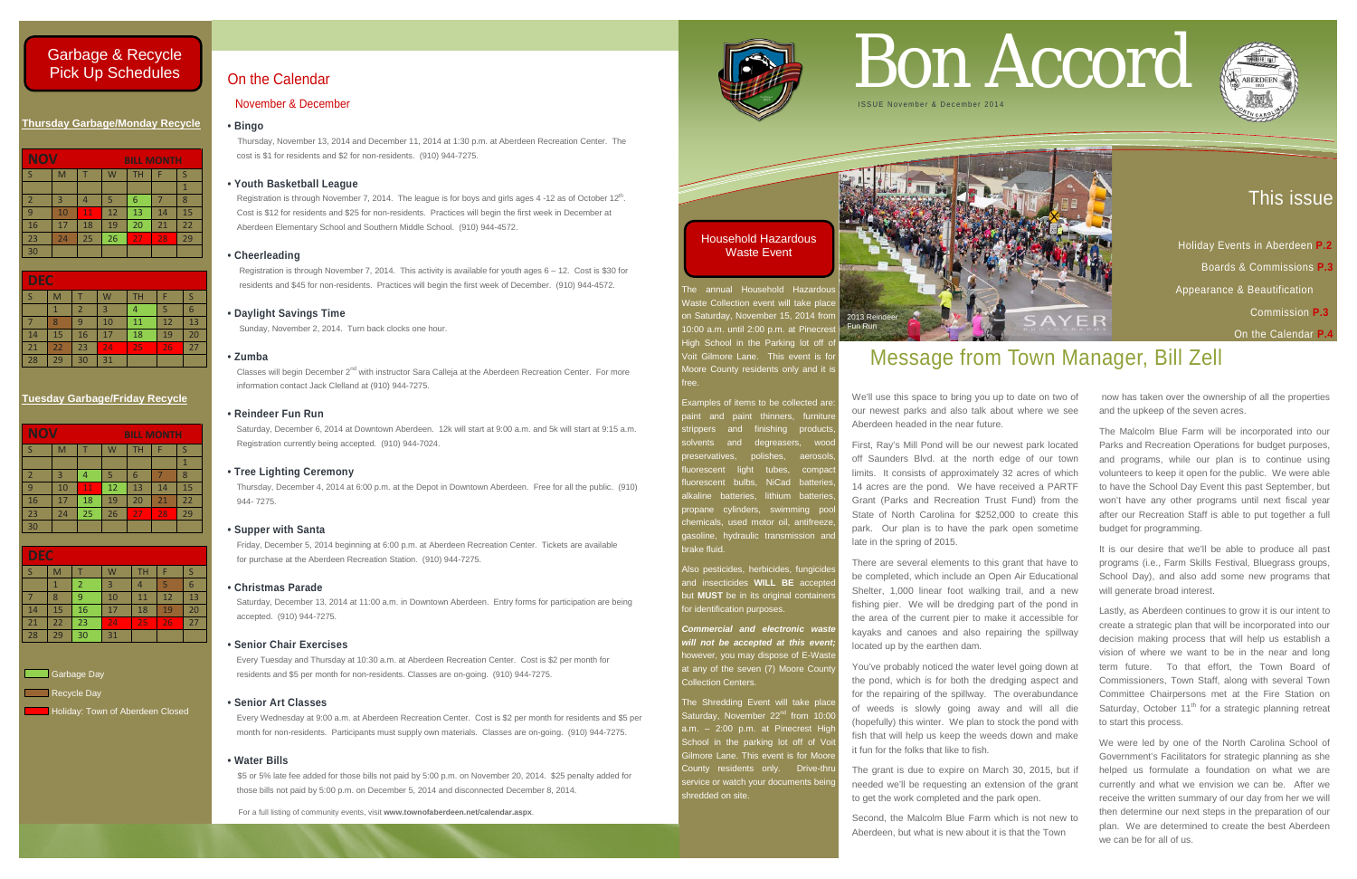# Garbage & Recycle Pick Up Schedules

**Thursday Garbage/Monday Recycle**

| NOV | | | | BILL MONTH | | |
|---|---|---|---|---|---|---|
| S | M | T | W | TH | F | S |
| | | | | | | 1 |
| 2 | 3 | 4 | 5 | 6 | 7 | 8 |
| 9 | 10 | 11 | 12 | 13 | 14 | 15 |
| 16 | 17 | 18 | 19 | 20 | 21 | 22 |
| 23 | 24 | 25 | 26 | 27 | 28 | 29 |
| 30 | | | | | | |

| DEC | | | | | | |
|---|---|---|---|---|---|---|
| S | M | T | W | TH | F | S |
| | 1 | 2 | 3 | 4 | 5 | 6 |
| 7 | 8 | 9 | 10 | 11 | 12 | 13 |
| 14 | 15 | 16 | 17 | 18 | 19 | 20 |
| 21 | 22 | 23 | 24 | 25 | 26 | 27 |
| 28 | 29 | 30 | 31 | | | |

**Tuesday Garbage/Friday Recycle**

| NOV | | | | BILL MONTH | | |
|---|---|---|---|---|---|---|
| S | M | T | W | TH | F | S |
| | | | | | | 1 |
| 2 | 3 | 4 | 5 | 6 | 7 | 8 |
| 9 | 10 | 11 | 12 | 13 | 14 | 15 |
| 16 | 17 | 18 | 19 | 20 | 21 | 22 |
| 23 | 24 | 25 | 26 | 27 | 28 | 29 |
| 30 | | | | | | |

| DEC | | | | | | |
|---|---|---|---|---|---|---|
| S | M | T | W | TH | F | S |
| | 1 | 2 | 3 | 4 | 5 | 6 |
| 7 | 8 | 9 | 10 | 11 | 12 | 13 |
| 14 | 15 | 16 | 17 | 18 | 19 | 20 |
| 21 | 22 | 23 | 24 | 25 | 26 | 27 |
| 28 | 29 | 30 | 31 | | | |

Garbage Day

Recycle Day

Holiday: Town of Aberdeen Closed

## On the Calendar

### November & December

**• Bingo**

Thursday, November 13, 2014 and December 11, 2014 at 1:30 p.m. at Aberdeen Recreation Center. The cost is $1 for residents and $2 for non-residents. (910) 944-7275.

**• Youth Basketball League**

Registration is through November 7, 2014. The league is for boys and girls ages 4 -12 as of October 12th. Cost is $12 for residents and $25 for non-residents. Practices will begin the first week in December at Aberdeen Elementary School and Southern Middle School. (910) 944-4572.

**• Cheerleading**

Registration is through November 7, 2014. This activity is available for youth ages 6 – 12. Cost is $30 for residents and $45 for non-residents. Practices will begin the first week of December. (910) 944-4572.

**• Daylight Savings Time**

Sunday, November 2, 2014. Turn back clocks one hour.

**• Zumba**

Classes will begin December 2nd with instructor Sara Calleja at the Aberdeen Recreation Center. For more information contact Jack Clelland at (910) 944-7275.

**• Reindeer Fun Run**

Saturday, December 6, 2014 at Downtown Aberdeen. 12k will start at 9:00 a.m. and 5k will start at 9:15 a.m. Registration currently being accepted. (910) 944-7024.

**• Tree Lighting Ceremony**

Thursday, December 4, 2014 at 6:00 p.m. at the Depot in Downtown Aberdeen. Free for all the public. (910) 944- 7275.

**• Supper with Santa**

Friday, December 5, 2014 beginning at 6:00 p.m. at Aberdeen Recreation Center. Tickets are available for purchase at the Aberdeen Recreation Station. (910) 944-7275.

**• Christmas Parade**

Saturday, December 13, 2014 at 11:00 a.m. in Downtown Aberdeen. Entry forms for participation are being accepted. (910) 944-7275.

**• Senior Chair Exercises**

Every Tuesday and Thursday at 10:30 a.m. at Aberdeen Recreation Center. Cost is $2 per month for residents and $5 per month for non-residents. Classes are on-going. (910) 944-7275.

**• Senior Art Classes**

Every Wednesday at 9:00 a.m. at Aberdeen Recreation Center. Cost is $2 per month for residents and $5 per month for non-residents. Participants must supply own materials. Classes are on-going. (910) 944-7275.

**• Water Bills**

$5 or 5% late fee added for those bills not paid by 5:00 p.m. on November 20, 2014. $25 penalty added for those bills not paid by 5:00 p.m. on December 5, 2014 and disconnected December 8, 2014.

For a full listing of community events, visit **www.townofaberdeen.net/calendar.aspx**.

# Bon Accord

ISSUE November & December 2014

## This issue

Holiday Events in Aberdeen **P.2**

Boards & Commissions **P.3**

Appearance & Beautification Commission **P.3**

On the Calendar **P.4**

2013 Reindeer Fun Run

## Household Hazardous Waste Event

The annual Household Hazardous Waste Collection event will take place on Saturday, November 15, 2014 from 10:00 a.m. until 2:00 p.m. at Pinecrest High School in the Parking lot off of Voit Gilmore Lane. This event is for Moore County residents only and it is free.

Examples of items to be collected are: paint and paint thinners, furniture strippers and finishing products, solvents and degreasers, wood preservatives, polishes, aerosols, fluorescent light tubes, compact fluorescent bulbs, NiCad batteries, alkaline batteries, lithium batteries, propane cylinders, swimming pool chemicals, used motor oil, antifreeze, gasoline, hydraulic transmission and brake fluid.

Also pesticides, herbicides, fungicides and insecticides **WILL BE** accepted but **MUST** be in its original containers for identification purposes.

***Commercial and electronic waste will not be accepted at this event;*** however, you may dispose of E-Waste at any of the seven (7) Moore County Collection Centers.

The Shredding Event will take place Saturday, November 22nd from 10:00 a.m. – 2:00 p.m. at Pinecrest High School in the parking lot off of Voit Gilmore Lane. This event is for Moore County residents only. Drive-thru service or watch your documents being shredded on site.

## Message from Town Manager, Bill Zell

We'll use this space to bring you up to date on two of our newest parks and also talk about where we see Aberdeen headed in the near future.

First, Ray's Mill Pond will be our newest park located off Saunders Blvd. at the north edge of our town limits. It consists of approximately 32 acres of which 14 acres are the pond. We have received a PARTF Grant (Parks and Recreation Trust Fund) from the State of North Carolina for $252,000 to create this park. Our plan is to have the park open sometime late in the spring of 2015.

There are several elements to this grant that have to be completed, which include an Open Air Educational Shelter, 1,000 linear foot walking trail, and a new fishing pier. We will be dredging part of the pond in the area of the current pier to make it accessible for kayaks and canoes and also repairing the spillway located up by the earthen dam.

You've probably noticed the water level going down at the pond, which is for both the dredging aspect and for the repairing of the spillway. The overabundance of weeds is slowly going away and will all die (hopefully) this winter. We plan to stock the pond with fish that will help us keep the weeds down and make it fun for the folks that like to fish.

The grant is due to expire on March 30, 2015, but if needed we'll be requesting an extension of the grant to get the work completed and the park open.

Second, the Malcolm Blue Farm which is not new to Aberdeen, but what is new about it is that the Town now has taken over the ownership of all the properties and the upkeep of the seven acres.

The Malcolm Blue Farm will be incorporated into our Parks and Recreation Operations for budget purposes, and programs, while our plan is to continue using volunteers to keep it open for the public. We were able to have the School Day Event this past September, but won't have any other programs until next fiscal year after our Recreation Staff is able to put together a full budget for programming.

It is our desire that we'll be able to produce all past programs (i.e., Farm Skills Festival, Bluegrass groups, School Day), and also add some new programs that will generate broad interest.

Lastly, as Aberdeen continues to grow it is our intent to create a strategic plan that will be incorporated into our decision making process that will help us establish a vision of where we want to be in the near and long term future. To that effort, the Town Board of Commissioners, Town Staff, along with several Town Committee Chairpersons met at the Fire Station on Saturday, October 11th for a strategic planning retreat to start this process.

We were led by one of the North Carolina School of Government's Facilitators for strategic planning as she helped us formulate a foundation on what we are currently and what we envision we can be. After we receive the written summary of our day from her we will then determine our next steps in the preparation of our plan. We are determined to create the best Aberdeen we can be for all of us.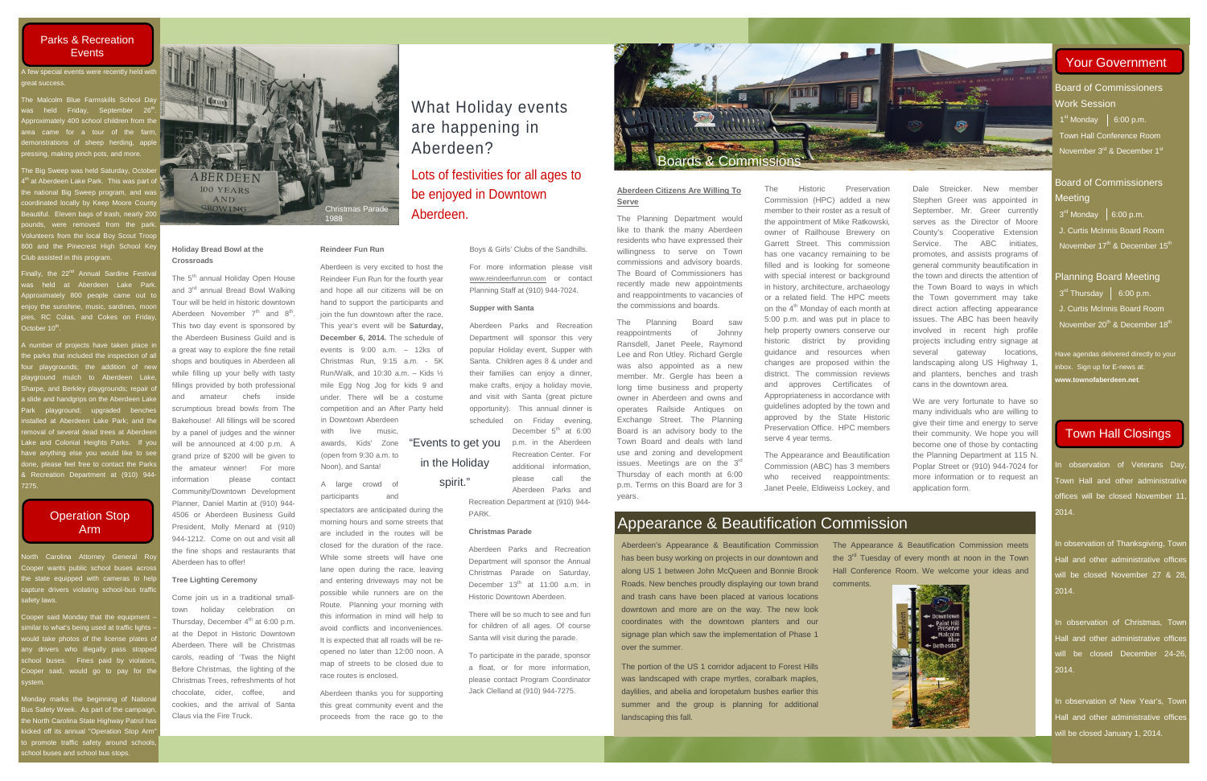## Parks & Recreation Events

A few special events were recently held with great success.

The Malcolm Blue Farmskills School Day was held Friday, September 26th. Approximately 400 school children from the area came for a tour of the farm, demonstrations of sheep herding, apple pressing, making pinch pots, and more.

The Big Sweep was held Saturday, October 4th at Aberdeen Lake Park. This was part of the national Big Sweep program, and was coordinated locally by Keep Moore County Beautiful. Eleven bags of trash, nearly 200 pounds, were removed from the park. Volunteers from the local Boy Scout Troop 800 and the Pinecrest High School Key Club assisted in this program.

Finally, the 22nd Annual Sardine Festival was held at Aberdeen Lake Park. Approximately 900 people came out to enjoy the sunshine, music, sardines, moon pies, RC Colas, and Cokes on Friday, October 10th.

A number of projects have taken place in the parks that included the inspection of all four playgrounds; the addition of new playground mulch to Aberdeen Lake, Sharpe, and Berkley playgrounds; repair of a slide and handgrips on the Aberdeen Lake Park playground; upgraded benches installed at Aberdeen Lake Park; and the removal of several dead trees at Aberdeen Lake and Colonial Heights Parks. If you have anything else you would like to see done, please feel free to contact the Parks & Recreation Department at (910) 944-7275.

## Operation Stop Arm

North Carolina Attorney General Roy Cooper wants public school buses across the state equipped with cameras to help capture drivers violating school-bus traffic safety laws.

Cooper said Monday that the equipment – similar to what's being used at traffic lights – would take photos of the license plates of any drivers who illegally pass stopped school buses. Fines paid by violators, Cooper said, would go to pay for the system.

Monday marks the beginning of National Bus Safety Week. As part of the campaign, the North Carolina State Highway Patrol has kicked off its annual "Operation Stop Arm" to promote traffic safety around schools, school buses and school bus stops.

Christmas Parade 1988

# What Holiday events are happening in Aberdeen?

Lots of festivities for all ages to be enjoyed in Downtown Aberdeen.

### Holiday Bread Bowl at the Crossroads

The 5th annual Holiday Open House and 3rd annual Bread Bowl Walking Tour will be held in historic downtown Aberdeen November 7th and 8th. This two day event is sponsored by the Aberdeen Business Guild and is a great way to explore the fine retail shops and boutiques in Aberdeen all while filling up your belly with tasty fillings provided by both professional and amateur chefs inside scrumptious bread bowls from The Bakehouse! All fillings will be scored by a panel of judges and the winner will be announced at 4:00 p.m. A grand prize of $200 will be given to the amateur winner! For more information please contact Community/Downtown Development Planner, Daniel Martin at (910) 944-4506 or Aberdeen Business Guild President, Molly Menard at (910) 944-1212. Come on out and visit all the fine shops and restaurants that Aberdeen has to offer!

### Tree Lighting Ceremony

Come join us in a traditional small-town holiday celebration on Thursday, December 4th at 6:00 p.m. at the Depot in Historic Downtown Aberdeen. There will be Christmas carols, reading of 'Twas the Night Before Christmas, the lighting of the Christmas Trees, refreshments of hot chocolate, cider, coffee, and cookies, and the arrival of Santa Claus via the Fire Truck.

### Reindeer Fun Run

Aberdeen is very excited to host the Reindeer Fun Run for the fourth year and hope all our citizens will be on hand to support the participants and join the fun downtown after the race. This year's event will be **Saturday, December 6, 2014.** The schedule of events is 9:00 a.m. – 12ks of Christmas Run, 9:15 a.m. - 5K Run/Walk, and 10:30 a.m. – Kids ½ mile Egg Nog Jog for kids 9 and under. There will be a costume competition and an After Party held in Downtown Aberdeen with live music, awards, Kids' Zone (open from 9:30 a.m. to Noon), and Santa!

A large crowd of participants and spectators are anticipated during the morning hours and some streets that are included in the routes will be closed for the duration of the race. While some streets will have one lane open during the race, leaving and entering driveways may not be possible while runners are on the Route. Planning your morning with this information in mind will help to avoid conflicts and inconveniences. It is expected that all roads will be re-opened no later than 12:00 noon. A map of streets to be closed due to race routes is enclosed.

Aberdeen thanks you for supporting this great community event and the proceeds from the race go to the Boys & Girls' Clubs of the Sandhills.

For more information please visit www.reindeerfunrun.com or contact Planning Staff at (910) 944-7024.

"Events to get you in the Holiday spirit."

### Supper with Santa

Aberdeen Parks and Recreation Department will sponsor this very popular Holiday event, Supper with Santa. Children ages 8 & under and their families can enjoy a dinner, make crafts, enjoy a holiday movie, and visit with Santa (great picture opportunity). This annual dinner is scheduled on Friday evening, December 5th at 6:00 p.m. in the Aberdeen Recreation Center. For additional information, please call the Aberdeen Parks and Recreation Department at (910) 944-PARK.

### Christmas Parade

Aberdeen Parks and Recreation Department will sponsor the Annual Christmas Parade on Saturday, December 13th at 11:00 a.m. in Historic Downtown Aberdeen.

There will be so much to see and fun for children of all ages. Of course Santa will visit during the parade.

To participate in the parade, sponsor a float, or for more information, please contact Program Coordinator Jack Clelland at (910) 944-7275.

## Boards & Commissions

### Aberdeen Citizens Are Willing To Serve

The Planning Department would like to thank the many Aberdeen residents who have expressed their willingness to serve on Town commissions and advisory boards. The Board of Commissioners has recently made new appointments and reappointments to vacancies of the commissions and boards.

The Planning Board saw reappointments of Johnny Ransdell, Janet Peele, Raymond Lee and Ron Utley. Richard Gergle was also appointed as a new member. Mr. Gergle has been a long time business and property owner in Aberdeen and owns and operates Railside Antiques on Exchange Street. The Planning Board is an advisory body to the Town Board and deals with land use and zoning and development issues. Meetings are on the 3rd Thursday of each month at 6:00 p.m. Terms on this Board are for 3 years.

The Historic Preservation Commission (HPC) added a new member to their roster as a result of the appointment of Mike Ratkowski, owner of Railhouse Brewery on Garrett Street. This commission has one vacancy remaining to be filled and is looking for someone with special interest or background in history, architecture, archaeology or a related field. The HPC meets on the 4th Monday of each month at 5:00 p.m. and was put in place to help property owners conserve our historic district by providing guidance and resources when changes are proposed within the district. The commission reviews and approves Certificates of Appropriateness in accordance with guidelines adopted by the town and approved by the State Historic Preservation Office. HPC members serve 4 year terms.

The Appearance and Beautification Commission (ABC) has 3 members who received reappointments: Janet Peele, Eldiweiss Lockey, and Dale Streicker. New member Stephen Greer was appointed in September. Mr. Greer currently serves as the Director of Moore County's Cooperative Extension Service. The ABC initiates, promotes, and assists programs of general community beautification in the town and directs the attention of the Town Board to ways in which the Town government may take direct action affecting appearance issues. The ABC has been heavily involved in recent high profile projects including entry signage at several gateway locations, landscaping along US Highway 1, and planters, benches and trash cans in the downtown area.

We are very fortunate to have so many individuals who are willing to give their time and energy to serve their community. We hope you will become one of those by contacting the Planning Department at 115 N. Poplar Street or (910) 944-7024 for more information or to request an application form.

## Appearance & Beautification Commission

Aberdeen's Appearance & Beautification Commission has been busy working on projects in our downtown and along US 1 between John McQueen and Bonnie Brook Roads. New benches proudly displaying our town brand and trash cans have been placed at various locations downtown and more are on the way. The new look coordinates with the downtown planters and our signage plan which saw the implementation of Phase 1 over the summer.

The portion of the US 1 corridor adjacent to Forest Hills was landscaped with crape myrtles, coralbark maples, daylilies, and abelia and loropetalum bushes earlier this summer and the group is planning for additional landscaping this fall.

The Appearance & Beautification Commission meets the 3rd Tuesday of every month at noon in the Town Hall Conference Room. We welcome your ideas and comments.

## Your Government

**Board of Commissioners Work Session**

1st Monday | 6:00 p.m.

Town Hall Conference Room

November 3rd & December 1st

**Board of Commissioners Meeting**

3rd Monday | 6:00 p.m.

J. Curtis McInnis Board Room

November 17th & December 15th

**Planning Board Meeting**

3rd Thursday | 6:00 p.m.

J. Curtis McInnis Board Room

November 20th & December 18th

Have agendas delivered directly to your inbox. Sign up for E-news at: **www.townofaberdeen.net**.

## Town Hall Closings

In observation of Veterans Day, Town Hall and other administrative offices will be closed November 11, 2014.

In observation of Thanksgiving, Town Hall and other administrative offices will be closed November 27 & 28, 2014.

In observation of Christmas, Town Hall and other administrative offices will be closed December 24-26, 2014.

In observation of New Year's, Town Hall and other administrative offices will be closed January 1, 2014.